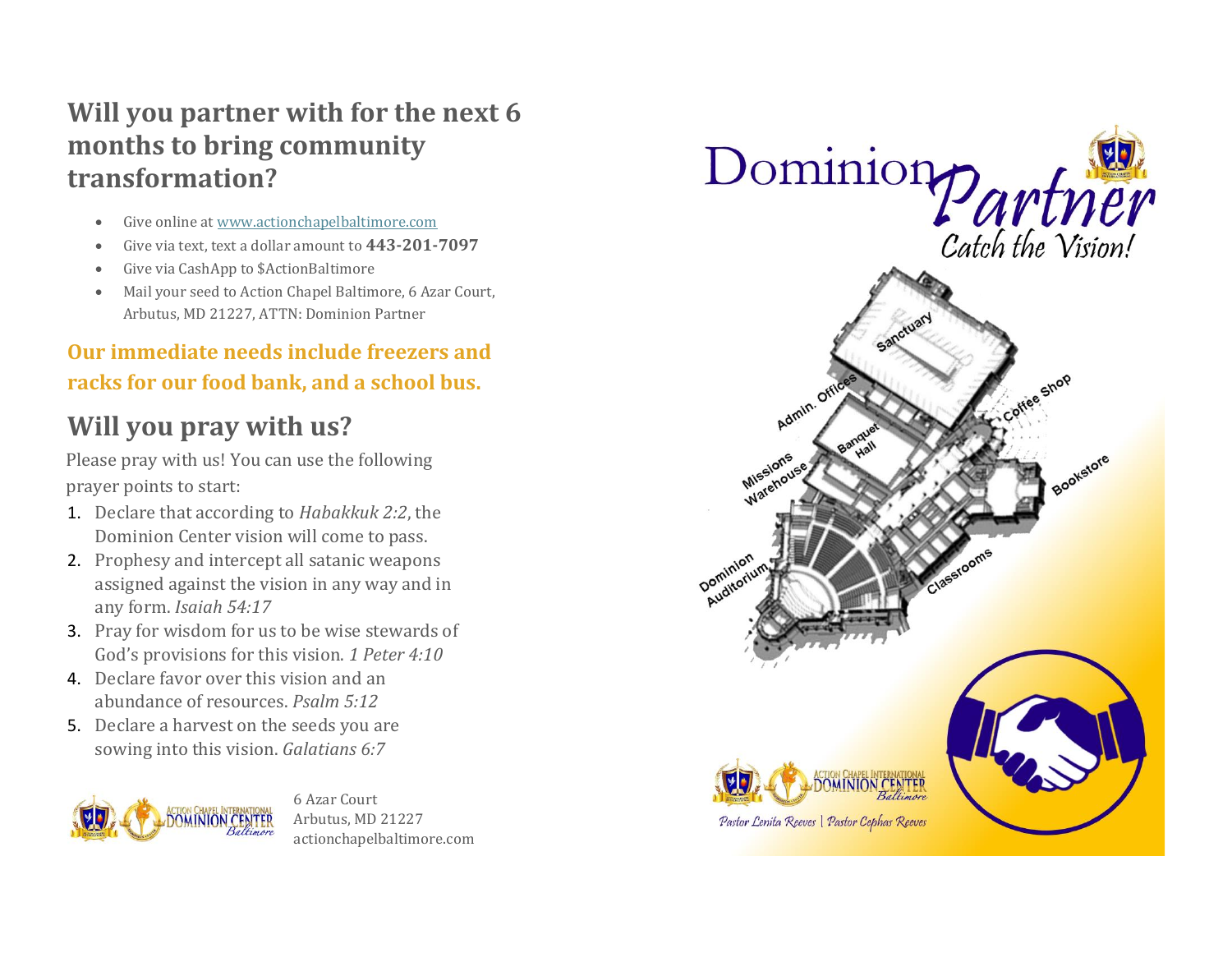## Will you partner with for the next 6 months to bring community transformation?

- Give online at [www.actionchapelbaltimore.com](http://www.actionchapelbaltimore.com)
- Give via text, text a dollar amount to **443-201-7097**
- Give via CashApp to $ActionBaltimore
- Mail your seed to Action Chapel Baltimore, 6 Azar Court, Arbutus, MD 21227, ATTN: Dominion Partner

**Our immediate needs include freezers and racks for our food bank, and a school bus.**

## Will you pray with us?

Please pray with us! You can use the following prayer points to start:

1. Declare that according to *Habakkuk 2:2*, the Dominion Center vision will come to pass.
2. Prophesy and intercept all satanic weapons assigned against the vision in any way and in any form. *Isaiah 54:17*
3. Pray for wisdom for us to be wise stewards of God's provisions for this vision. *1 Peter 4:10*
4. Declare favor over this vision and an abundance of resources. *Psalm 5:12*
5. Declare a harvest on the seeds you are sowing into this vision. *Galatians 6:7*

Action Chapel International Dominion Center Baltimore

6 Azar Court
Arbutus, MD 21227
actionchapelbaltimore.com

# Dominion Partner

Catch the Vision!

Sanctuary, Admin. Offices, Banquet Hall, Coffee Shop, Missions Warehouse, Bookstore, Dominion Auditorium, Classrooms

Action Chapel International Dominion Center Baltimore

Pastor Lenita Reeves | Pastor Cephas Reeves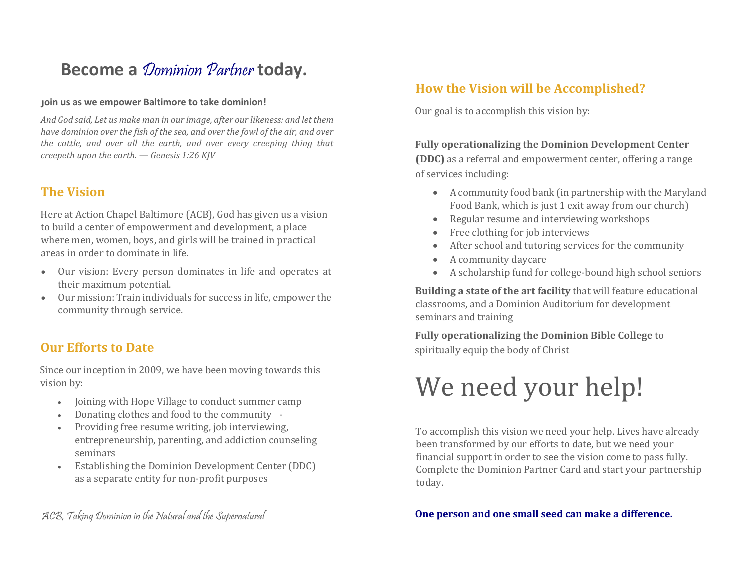# Become a *Dominion Partner* today.

**Join us as we empower Baltimore to take dominion!**

*And God said, Let us make man in our image, after our likeness: and let them have dominion over the fish of the sea, and over the fowl of the air, and over the cattle, and over all the earth, and over every creeping thing that creepeth upon the earth. — Genesis 1:26 KJV*

## The Vision

Here at Action Chapel Baltimore (ACB), God has given us a vision to build a center of empowerment and development, a place where men, women, boys, and girls will be trained in practical areas in order to dominate in life.

- Our vision: Every person dominates in life and operates at their maximum potential.
- Our mission: Train individuals for success in life, empower the community through service.

## Our Efforts to Date

Since our inception in 2009, we have been moving towards this vision by:

- Joining with Hope Village to conduct summer camp
- Donating clothes and food to the community -
- Providing free resume writing, job interviewing, entrepreneurship, parenting, and addiction counseling seminars
- Establishing the Dominion Development Center (DDC) as a separate entity for non-profit purposes

*ACB, Taking Dominion in the Natural and the Supernatural*

## How the Vision will be Accomplished?

Our goal is to accomplish this vision by:

**Fully operationalizing the Dominion Development Center (DDC)** as a referral and empowerment center, offering a range of services including:

- A community food bank (in partnership with the Maryland Food Bank, which is just 1 exit away from our church)
- Regular resume and interviewing workshops
- Free clothing for job interviews
- After school and tutoring services for the community
- A community daycare
- A scholarship fund for college-bound high school seniors

**Building a state of the art facility** that will feature educational classrooms, and a Dominion Auditorium for development seminars and training

**Fully operationalizing the Dominion Bible College** to spiritually equip the body of Christ

# We need your help!

To accomplish this vision we need your help. Lives have already been transformed by our efforts to date, but we need your financial support in order to see the vision come to pass fully. Complete the Dominion Partner Card and start your partnership today.

**One person and one small seed can make a difference.**